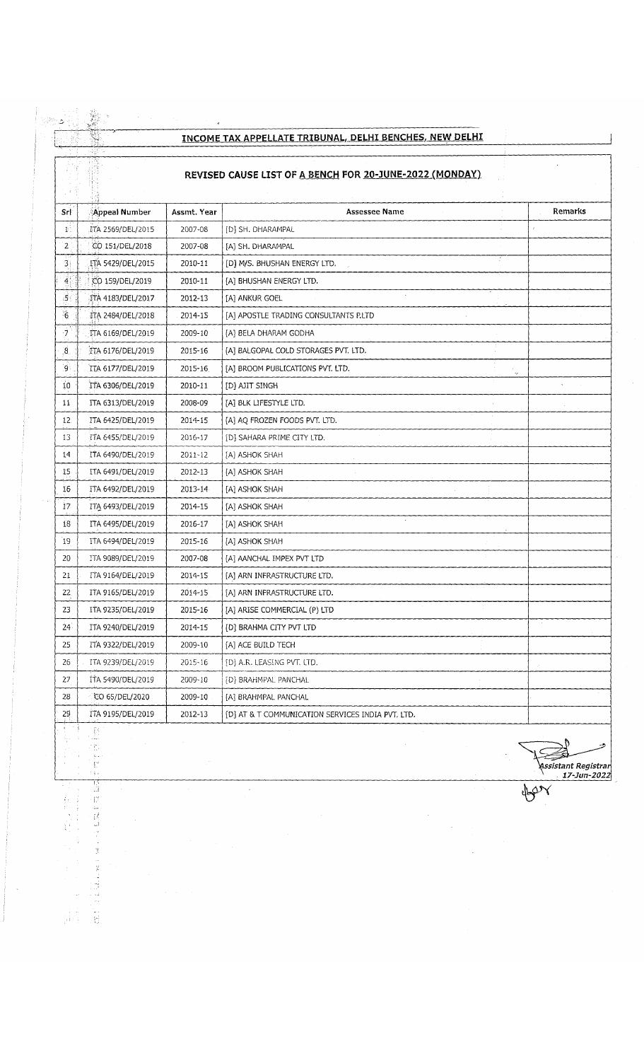## INCOME TAX APPELLATE TRIBUNAL, DELHI BENCHES, NEW DELHI

### REVISED CAUSE LIST OF A BENCH FOR 20-JUNE-2022 (MONDAY)

| Srl | Appeal Number | Assmt. Year | Assessee Name | Remarks |
|---|---|---|---|---|
| 1 | ITA 2569/DEL/2015 | 2007-08 | [D] SH. DHARAMPAL | |
| 2 | CO 151/DEL/2018 | 2007-08 | [A] SH. DHARAMPAL | |
| 3 | ITA 5429/DEL/2015 | 2010-11 | [D] M/S. BHUSHAN ENERGY LTD. | |
| 4 | CO 159/DEL/2019 | 2010-11 | [A] BHUSHAN ENERGY LTD. | |
| 5 | ITA 4183/DEL/2017 | 2012-13 | [A] ANKUR GOEL | |
| 6 | ITA 2484/DEL/2018 | 2014-15 | [A] APOSTLE TRADING CONSULTANTS P.LTD | |
| 7 | ITA 6169/DEL/2019 | 2009-10 | [A] BELA DHARAM GODHA | |
| 8 | ITA 6176/DEL/2019 | 2015-16 | [A] BALGOPAL COLD STORAGES PVT. LTD. | |
| 9 | ITA 6177/DEL/2019 | 2015-16 | [A] BROOM PUBLICATIONS PVT. LTD. | |
| 10 | ITA 6306/DEL/2019 | 2010-11 | [D] AJIT SINGH | |
| 11 | ITA 6313/DEL/2019 | 2008-09 | [A] BLK LIFESTYLE LTD. | |
| 12 | ITA 6425/DEL/2019 | 2014-15 | [A] AQ FROZEN FOODS PVT. LTD. | |
| 13 | ITA 6455/DEL/2019 | 2016-17 | [D] SAHARA PRIME CITY LTD. | |
| 14 | ITA 6490/DEL/2019 | 2011-12 | [A] ASHOK SHAH | |
| 15 | ITA 6491/DEL/2019 | 2012-13 | [A] ASHOK SHAH | |
| 16 | ITA 6492/DEL/2019 | 2013-14 | [A] ASHOK SHAH | |
| 17 | ITA 6493/DEL/2019 | 2014-15 | [A] ASHOK SHAH | |
| 18 | ITA 6495/DEL/2019 | 2016-17 | [A] ASHOK SHAH | |
| 19 | ITA 6494/DEL/2019 | 2015-16 | [A] ASHOK SHAH | |
| 20 | ITA 9089/DEL/2019 | 2007-08 | [A] AANCHAL IMPEX PVT LTD | |
| 21 | ITA 9164/DEL/2019 | 2014-15 | [A] ARN INFRASTRUCTURE LTD. | |
| 22 | ITA 9165/DEL/2019 | 2014-15 | [A] ARN INFRASTRUCTURE LTD. | |
| 23 | ITA 9235/DEL/2019 | 2015-16 | [A] ARISE COMMERCIAL (P) LTD | |
| 24 | ITA 9240/DEL/2019 | 2014-15 | [D] BRAHMA CITY PVT LTD | |
| 25 | ITA 9322/DEL/2019 | 2009-10 | [A] ACE BUILD TECH | |
| 26 | ITA 9239/DEL/2019 | 2015-16 | [D] A.R. LEASING PVT. LTD. | |
| 27 | ITA 5490/DEL/2019 | 2009-10 | [D] BRAHMPAL PANCHAL | |
| 28 | CO 65/DEL/2020 | 2009-10 | [A] BRAHMPAL PANCHAL | |
| 29 | ITA 9195/DEL/2019 | 2012-13 | [D] AT & T COMMUNICATION SERVICES INDIA PVT. LTD. | |

*Assistant Registrar*
*17-Jun-2022*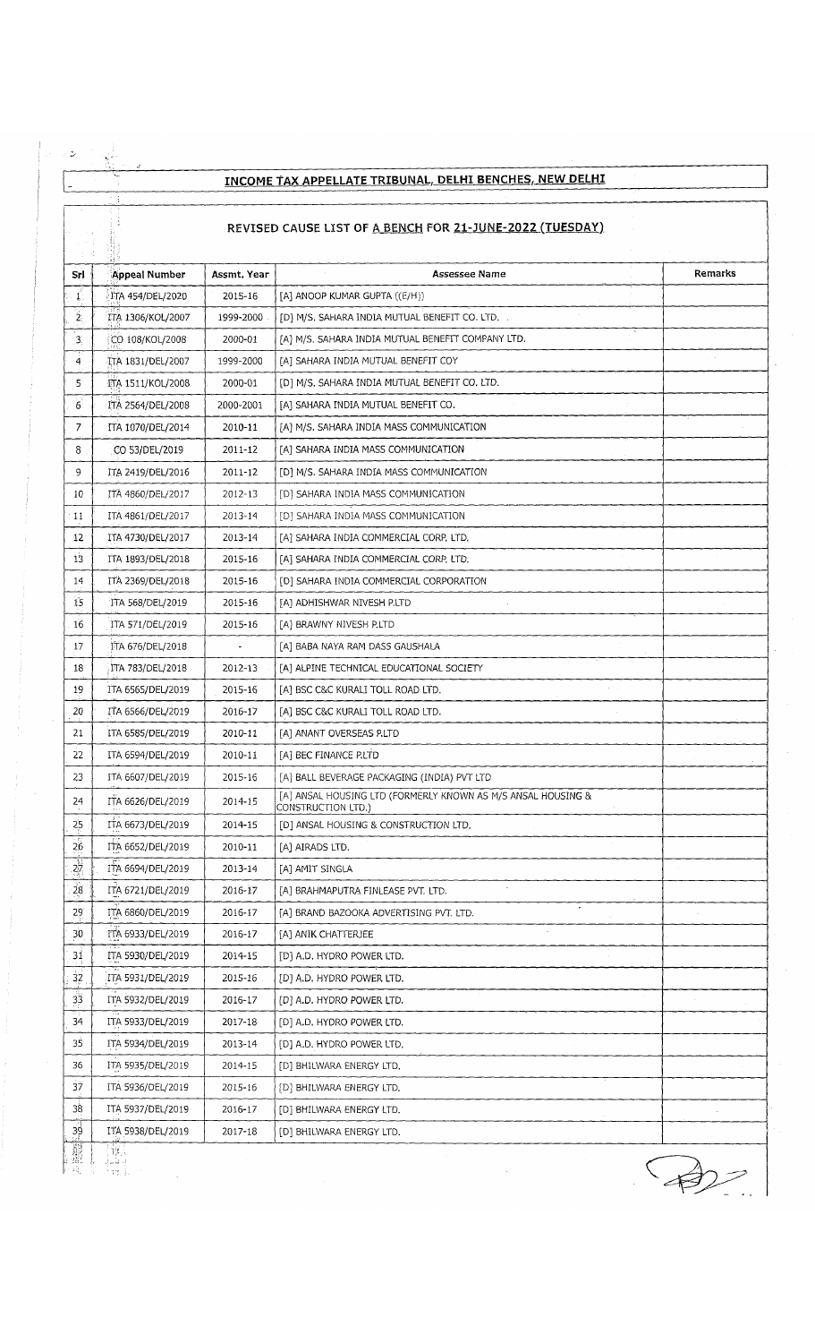## INCOME TAX APPELLATE TRIBUNAL, DELHI BENCHES, NEW DELHI

### REVISED CAUSE LIST OF A BENCH FOR 21-JUNE-2022 (TUESDAY)

| Srl | Appeal Number | Assmt. Year | Assessee Name | Remarks |
|---|---|---|---|---|
| 1 | ITA 454/DEL/2020 | 2015-16 | [A] ANOOP KUMAR GUPTA ((E/H)) | |
| 2 | ITA 1306/KOL/2007 | 1999-2000 | [D] M/S. SAHARA INDIA MUTUAL BENEFIT CO. LTD. | |
| 3 | CO 108/KOL/2008 | 2000-01 | [A] M/S. SAHARA INDIA MUTUAL BENEFIT COMPANY LTD. | |
| 4 | ITA 1831/DEL/2007 | 1999-2000 | [A] SAHARA INDIA MUTUAL BENEFIT COY | |
| 5 | ITA 1511/KOL/2008 | 2000-01 | [D] M/S. SAHARA INDIA MUTUAL BENEFIT CO. LTD. | |
| 6 | ITA 2564/DEL/2008 | 2000-2001 | [A] SAHARA INDIA MUTUAL BENEFIT CO. | |
| 7 | ITA 1070/DEL/2014 | 2010-11 | [A] M/S. SAHARA INDIA MASS COMMUNICATION | |
| 8 | CO 53/DEL/2019 | 2011-12 | [A] SAHARA INDIA MASS COMMUNICATION | |
| 9 | ITA 2419/DEL/2016 | 2011-12 | [D] M/S. SAHARA INDIA MASS COMMUNICATION | |
| 10 | ITA 4860/DEL/2017 | 2012-13 | [D] SAHARA INDIA MASS COMMUNICATION | |
| 11 | ITA 4861/DEL/2017 | 2013-14 | [D] SAHARA INDIA MASS COMMUNICATION | |
| 12 | ITA 4730/DEL/2017 | 2013-14 | [A] SAHARA INDIA COMMERCIAL CORP. LTD. | |
| 13 | ITA 1893/DEL/2018 | 2015-16 | [A] SAHARA INDIA COMMERCIAL CORP. LTD. | |
| 14 | ITA 2369/DEL/2018 | 2015-16 | [D] SAHARA INDIA COMMERCIAL CORPORATION | |
| 15 | ITA 568/DEL/2019 | 2015-16 | [A] ADHISHWAR NIVESH P.LTD | |
| 16 | ITA 571/DEL/2019 | 2015-16 | [A] BRAWNY NIVESH P.LTD | |
| 17 | ITA 676/DEL/2018 | - | [A] BABA NAYA RAM DASS GAUSHALA | |
| 18 | ITA 783/DEL/2018 | 2012-13 | [A] ALPINE TECHNICAL EDUCATIONAL SOCIETY | |
| 19 | ITA 6565/DEL/2019 | 2015-16 | [A] BSC C&C KURALI TOLL ROAD LTD. | |
| 20 | ITA 6566/DEL/2019 | 2016-17 | [A] BSC C&C KURALI TOLL ROAD LTD. | |
| 21 | ITA 6585/DEL/2019 | 2010-11 | [A] ANANT OVERSEAS P.LTD | |
| 22 | ITA 6594/DEL/2019 | 2010-11 | [A] BEC FINANCE P.LTD | |
| 23 | ITA 6607/DEL/2019 | 2015-16 | [A] BALL BEVERAGE PACKAGING (INDIA) PVT LTD | |
| 24 | ITA 6626/DEL/2019 | 2014-15 | [A] ANSAL HOUSING LTD (FORMERLY KNOWN AS M/S ANSAL HOUSING & CONSTRUCTION LTD.) | |
| 25 | ITA 6673/DEL/2019 | 2014-15 | [D] ANSAL HOUSING & CONSTRUCTION LTD. | |
| 26 | ITA 6652/DEL/2019 | 2010-11 | [A] AIRADS LTD. | |
| 27 | ITA 6694/DEL/2019 | 2013-14 | [A] AMIT SINGLA | |
| 28 | ITA 6721/DEL/2019 | 2016-17 | [A] BRAHMAPUTRA FINLEASE PVT. LTD. | |
| 29 | ITA 6860/DEL/2019 | 2016-17 | [A] BRAND BAZOOKA ADVERTISING PVT. LTD. | |
| 30 | ITA 6933/DEL/2019 | 2016-17 | [A] ANIK CHATTERJEE | |
| 31 | ITA 5930/DEL/2019 | 2014-15 | [D] A.D. HYDRO POWER LTD. | |
| 32 | ITA 5931/DEL/2019 | 2015-16 | [D] A.D. HYDRO POWER LTD. | |
| 33 | ITA 5932/DEL/2019 | 2016-17 | [D] A.D. HYDRO POWER LTD. | |
| 34 | ITA 5933/DEL/2019 | 2017-18 | [D] A.D. HYDRO POWER LTD. | |
| 35 | ITA 5934/DEL/2019 | 2013-14 | [D] A.D. HYDRO POWER LTD. | |
| 36 | ITA 5935/DEL/2019 | 2014-15 | [D] BHILWARA ENERGY LTD. | |
| 37 | ITA 5936/DEL/2019 | 2015-16 | [D] BHILWARA ENERGY LTD. | |
| 38 | ITA 5937/DEL/2019 | 2016-17 | [D] BHILWARA ENERGY LTD. | |
| 39 | ITA 5938/DEL/2019 | 2017-18 | [D] BHILWARA ENERGY LTD. | |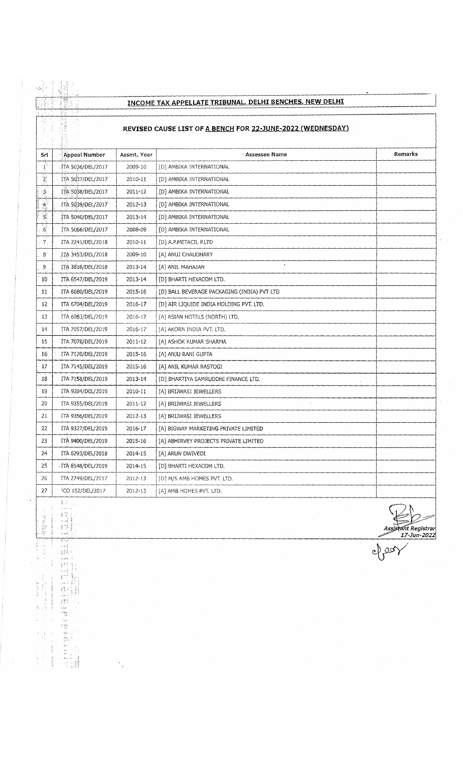## INCOME TAX APPELLATE TRIBUNAL, DELHI BENCHES, NEW DELHI

### REVISED CAUSE LIST OF A BENCH FOR 22-JUNE-2022 (WEDNESDAY)

| Srl | Appeal Number | Assmt. Year | Assessee Name | Remarks |
|---|---|---|---|---|
| 1 | ITA 5036/DEL/2017 | 2009-10 | [D] AMBIKA INTERNATIONAL | |
| 2 | ITA 5037/DEL/2017 | 2010-11 | [D] AMBIKA INTERNATIONAL | |
| 3 | ITA 5038/DEL/2017 | 2011-12 | [D] AMBIKA INTERNATIONAL | |
| 4 | ITA 5039/DEL/2017 | 2012-13 | [D] AMBIKA INTERNATIONAL | |
| 5 | ITA 5040/DEL/2017 | 2013-14 | [D] AMBIKA INTERNATIONAL | |
| 6 | ITA 5066/DEL/2017 | 2008-09 | [D] AMBIKA INTERNATIONAL | |
| 7 | ITA 2241/DEL/2018 | 2010-11 | [D] A.P.METACIL P.LTD | |
| 8 | ITA 3453/DEL/2018 | 2009-10 | [A] ANUJ CHAUDHARY | |
| 9 | ITA 3816/DEL/2018 | 2013-14 | [A] ANIL MAHAJAN | |
| 10 | ITA 6547/DEL/2019 | 2013-14 | [D] BHARTI HEXACOM LTD. | |
| 11 | ITA 6680/DEL/2019 | 2015-16 | [D] BALL BEVERAGE PACKAGING (INDIA) PVT LTD | |
| 12 | ITA 6704/DEL/2019 | 2016-17 | [D] AIR LIQUIDE INDIA HOLDING PVT. LTD. | |
| 13 | ITA 6983/DEL/2019 | 2016-17 | [A] ASIAN HOTELS (NORTH) LTD. | |
| 14 | ITA 7057/DEL/2019 | 2016-17 | [A] AKORN INDIA PVT. LTD. | |
| 15 | ITA 7078/DEL/2019 | 2011-12 | [A] ASHOK KUMAR SHARMA | |
| 16 | ITA 7120/DEL/2019 | 2015-16 | [A] ANJU RANI GUPTA | |
| 17 | ITA 7145/DEL/2019 | 2015-16 | [A] ANIL KUMAR RASTOGI | |
| 18 | ITA 7158/DEL/2019 | 2013-14 | [D] BHARTIYA SAMRUDDHI FINANCE LTD. | |
| 19 | ITA 9284/DEL/2019 | 2010-11 | [A] BRIJWASI JEWELLERS | |
| 20 | ITA 9355/DEL/2019 | 2011-12 | [A] BRIJWASI JEWELLERS | |
| 21 | ITA 9356/DEL/2019 | 2012-13 | [A] BRIJWASI JEWELLERS | |
| 22 | ITA 9327/DEL/2019 | 2016-17 | [A] BIGWAY MARKETING PRIVATE LIMITED | |
| 23 | ITA 9400/DEL/2019 | 2015-16 | [A] ABHIRVEY PROJECTS PRIVATE LIMITED | |
| 24 | ITA 6293/DEL/2018 | 2014-15 | [A] ARUN DWIVEDI | |
| 25 | ITA 6548/DEL/2019 | 2014-15 | [D] BHARTI HEXACOM LTD. | |
| 26 | ITA 2749/DEL/2017 | 2012-13 | [D] M/S AMB HOMES PVT. LTD. | |
| 27 | CO 152/DEL/2017 | 2012-13 | [A] AMB HOMES PVT. LTD. | |

Assistant Registrar
17-Jun-2022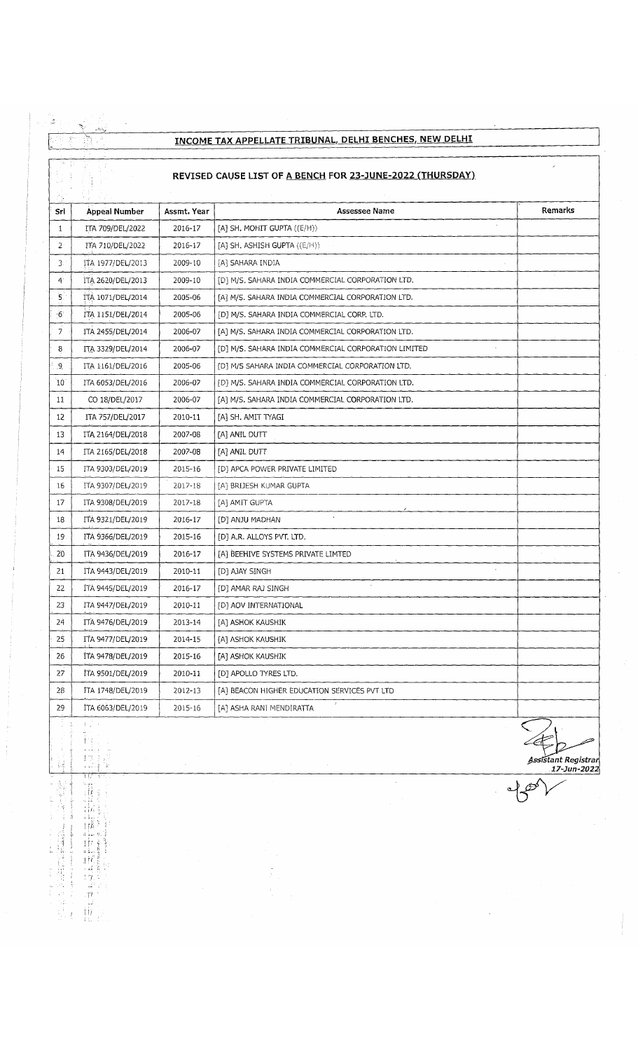## INCOME TAX APPELLATE TRIBUNAL, DELHI BENCHES, NEW DELHI

### REVISED CAUSE LIST OF A BENCH FOR 23-JUNE-2022 (THURSDAY)

| Srl | Appeal Number | Assmt. Year | Assessee Name | Remarks |
|---|---|---|---|---|
| 1 | ITA 709/DEL/2022 | 2016-17 | [A] SH. MOHIT GUPTA ((E/H)) | |
| 2 | ITA 710/DEL/2022 | 2016-17 | [A] SH. ASHISH GUPTA ((E/H)) | |
| 3 | ITA 1977/DEL/2013 | 2009-10 | [A] SAHARA INDIA | |
| 4 | ITA 2620/DEL/2013 | 2009-10 | [D] M/S. SAHARA INDIA COMMERCIAL CORPORATION LTD. | |
| 5 | ITA 1071/DEL/2014 | 2005-06 | [A] M/S. SAHARA INDIA COMMERCIAL CORPORATION LTD. | |
| 6 | ITA 1151/DEL/2014 | 2005-06 | [D] M/S. SAHARA INDIA COMMERCIAL CORP. LTD. | |
| 7 | ITA 2455/DEL/2014 | 2006-07 | [A] M/S. SAHARA INDIA COMMERCIAL CORPORATION LTD. | |
| 8 | ITA 3329/DEL/2014 | 2006-07 | [D] M/S. SAHARA INDIA COMMERCIAL CORPORATION LIMITED | |
| 9 | ITA 1161/DEL/2016 | 2005-06 | [D] M/S SAHARA INDIA COMMERCIAL CORPORATION LTD. | |
| 10 | ITA 6053/DEL/2016 | 2006-07 | [D] M/S. SAHARA INDIA COMMERCIAL CORPORATION LTD. | |
| 11 | CO 18/DEL/2017 | 2006-07 | [A] M/S. SAHARA INDIA COMMERCIAL CORPORATION LTD. | |
| 12 | ITA 757/DEL/2017 | 2010-11 | [A] SH. AMIT TYAGI | |
| 13 | ITA 2164/DEL/2018 | 2007-08 | [A] ANIL DUTT | |
| 14 | ITA 2165/DEL/2018 | 2007-08 | [A] ANIL DUTT | |
| 15 | ITA 9303/DEL/2019 | 2015-16 | [D] APCA POWER PRIVATE LIMITED | |
| 16 | ITA 9307/DEL/2019 | 2017-18 | [A] BRIJESH KUMAR GUPTA | |
| 17 | ITA 9308/DEL/2019 | 2017-18 | [A] AMIT GUPTA | |
| 18 | ITA 9321/DEL/2019 | 2016-17 | [D] ANJU MADHAN | |
| 19 | ITA 9366/DEL/2019 | 2015-16 | [D] A.R. ALLOYS PVT. LTD. | |
| 20 | ITA 9436/DEL/2019 | 2016-17 | [A] BEEHIVE SYSTEMS PRIVATE LIMTED | |
| 21 | ITA 9443/DEL/2019 | 2010-11 | [D] AJAY SINGH | |
| 22 | ITA 9445/DEL/2019 | 2016-17 | [D] AMAR RAJ SINGH | |
| 23 | ITA 9447/DEL/2019 | 2010-11 | [D] AOV INTERNATIONAL | |
| 24 | ITA 9476/DEL/2019 | 2013-14 | [A] ASHOK KAUSHIK | |
| 25 | ITA 9477/DEL/2019 | 2014-15 | [A] ASHOK KAUSHIK | |
| 26 | ITA 9478/DEL/2019 | 2015-16 | [A] ASHOK KAUSHIK | |
| 27 | ITA 9501/DEL/2019 | 2010-11 | [D] APOLLO TYRES LTD. | |
| 28 | ITA 1748/DEL/2019 | 2012-13 | [A] BEACON HIGHER EDUCATION SERVICES PVT LTD | |
| 29 | ITA 6063/DEL/2019 | 2015-16 | [A] ASHA RANI MENDIRATTA | |

*Assistant Registrar*
*17-Jun-2022*